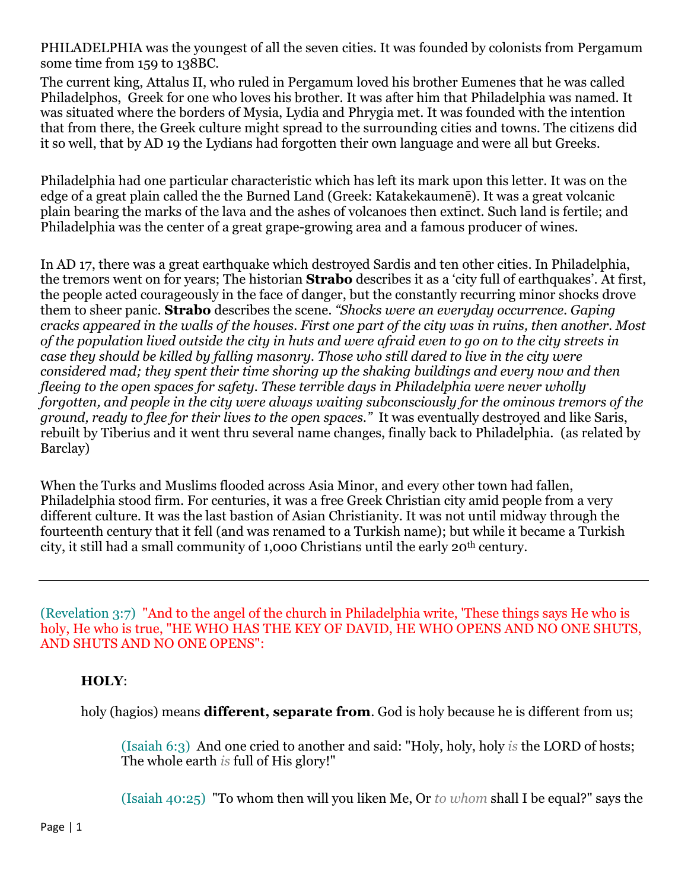PHILADELPHIA was the youngest of all the seven cities. It was founded by colonists from Pergamum some time from 159 to 138BC.

The current king, Attalus II, who ruled in Pergamum loved his brother Eumenes that he was called Philadelphos, Greek for one who loves his brother. It was after him that Philadelphia was named. It was situated where the borders of Mysia, Lydia and Phrygia met. It was founded with the intention that from there, the Greek culture might spread to the surrounding cities and towns. The citizens did it so well, that by AD 19 the Lydians had forgotten their own language and were all but Greeks.

Philadelphia had one particular characteristic which has left its mark upon this letter. It was on the edge of a great plain called the the Burned Land (Greek: Katakekaumenē). It was a great volcanic plain bearing the marks of the lava and the ashes of volcanoes then extinct. Such land is fertile; and Philadelphia was the center of a great grape-growing area and a famous producer of wines.

In AD 17, there was a great earthquake which destroyed Sardis and ten other cities. In Philadelphia, the tremors went on for years; The historian **Strabo** describes it as a 'city full of earthquakes'. At first, the people acted courageously in the face of danger, but the constantly recurring minor shocks drove them to sheer panic. **Strabo** describes the scene. *"Shocks were an everyday occurrence. Gaping cracks appeared in the walls of the houses. First one part of the city was in ruins, then another. Most of the population lived outside the city in huts and were afraid even to go on to the city streets in case they should be killed by falling masonry. Those who still dared to live in the city were considered mad; they spent their time shoring up the shaking buildings and every now and then fleeing to the open spaces for safety. These terrible days in Philadelphia were never wholly forgotten, and people in the city were always waiting subconsciously for the ominous tremors of the ground, ready to flee for their lives to the open spaces."* It was eventually destroyed and like Saris, rebuilt by Tiberius and it went thru several name changes, finally back to Philadelphia. (as related by Barclay)

When the Turks and Muslims flooded across Asia Minor, and every other town had fallen, Philadelphia stood firm. For centuries, it was a free Greek Christian city amid people from a very different culture. It was the last bastion of Asian Christianity. It was not until midway through the fourteenth century that it fell (and was renamed to a Turkish name); but while it became a Turkish city, it still had a small community of 1,000 Christians until the early 20th century.

---

(Revelation 3:7) "And to the angel of the church in Philadelphia write, 'These things says He who is holy, He who is true, "HE WHO HAS THE KEY OF DAVID, HE WHO OPENS AND NO ONE SHUTS, AND SHUTS AND NO ONE OPENS":

**HOLY**:

holy (hagios) means **different, separate from**. God is holy because he is different from us;

> (Isaiah 6:3) And one cried to another and said: "Holy, holy, holy *is* the LORD of hosts; The whole earth *is* full of His glory!"

> (Isaiah 40:25) "To whom then will you liken Me, Or *to whom* shall I be equal?" says the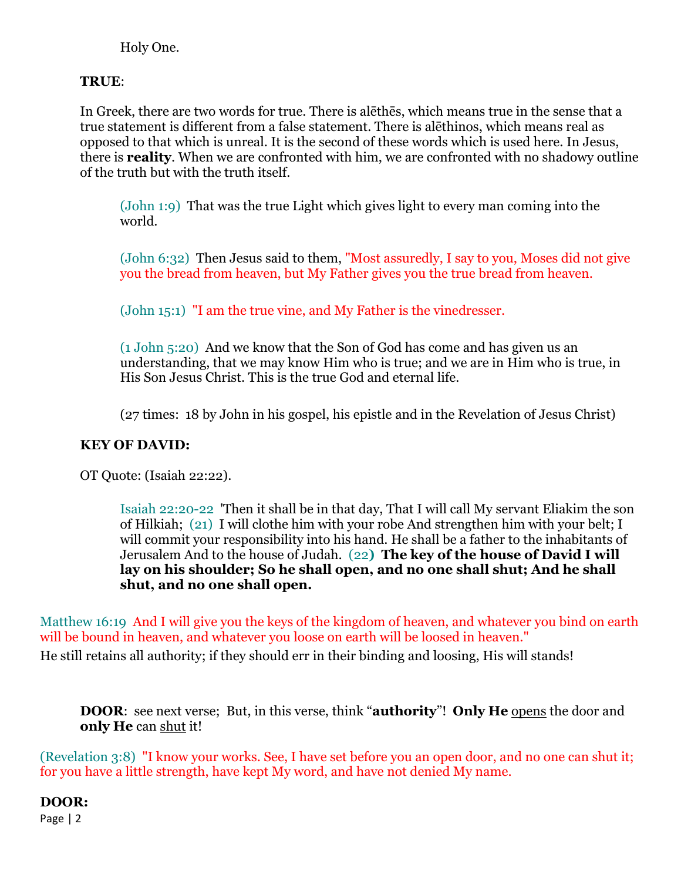Holy One.

**TRUE**:

In Greek, there are two words for true. There is alēthēs, which means true in the sense that a true statement is different from a false statement. There is alēthinos, which means real as opposed to that which is unreal. It is the second of these words which is used here. In Jesus, there is **reality**. When we are confronted with him, we are confronted with no shadowy outline of the truth but with the truth itself.

> (John 1:9) That was the true Light which gives light to every man coming into the world.
>
> (John 6:32) Then Jesus said to them, "Most assuredly, I say to you, Moses did not give you the bread from heaven, but My Father gives you the true bread from heaven.
>
> (John 15:1) "I am the true vine, and My Father is the vinedresser.
>
> (1 John 5:20) And we know that the Son of God has come and has given us an understanding, that we may know Him who is true; and we are in Him who is true, in His Son Jesus Christ. This is the true God and eternal life.
>
> (27 times: 18 by John in his gospel, his epistle and in the Revelation of Jesus Christ)

**KEY OF DAVID:**

OT Quote: (Isaiah 22:22).

> Isaiah 22:20-22 'Then it shall be in that day, That I will call My servant Eliakim the son of Hilkiah; (21) I will clothe him with your robe And strengthen him with your belt; I will commit your responsibility into his hand. He shall be a father to the inhabitants of Jerusalem And to the house of Judah. (22) **The key of the house of David I will lay on his shoulder; So he shall open, and no one shall shut; And he shall shut, and no one shall open.**

Matthew 16:19 And I will give you the keys of the kingdom of heaven, and whatever you bind on earth will be bound in heaven, and whatever you loose on earth will be loosed in heaven."
He still retains all authority; if they should err in their binding and loosing, His will stands!

**DOOR**: see next verse; But, in this verse, think "**authority**"! **Only He** opens the door and **only He** can shut it!

(Revelation 3:8) "I know your works. See, I have set before you an open door, and no one can shut it; for you have a little strength, have kept My word, and have not denied My name.

**DOOR:**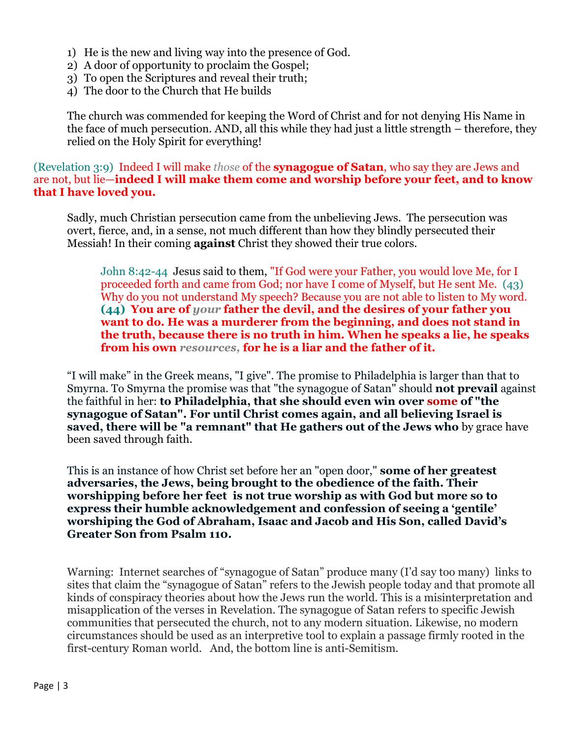1) He is the new and living way into the presence of God.
2) A door of opportunity to proclaim the Gospel;
3) To open the Scriptures and reveal their truth;
4) The door to the Church that He builds

The church was commended for keeping the Word of Christ and for not denying His Name in the face of much persecution. AND, all this while they had just a little strength – therefore, they relied on the Holy Spirit for everything!

(Revelation 3:9) Indeed I will make *those* of the **synagogue of Satan**, who say they are Jews and are not, but lie—**indeed I will make them come and worship before your feet, and to know that I have loved you.**

Sadly, much Christian persecution came from the unbelieving Jews. The persecution was overt, fierce, and, in a sense, not much different than how they blindly persecuted their Messiah! In their coming **against** Christ they showed their true colors.

> John 8:42-44 Jesus said to them, "If God were your Father, you would love Me, for I proceeded forth and came from God; nor have I come of Myself, but He sent Me. (43) Why do you not understand My speech? Because you are not able to listen to My word. **(44) You are of *your* father the devil, and the desires of your father you want to do. He was a murderer from the beginning, and does not stand in the truth, because there is no truth in him. When he speaks a lie, he speaks from his own *resources*, for he is a liar and the father of it.**

"I will make" in the Greek means, "I give". The promise to Philadelphia is larger than that to Smyrna. To Smyrna the promise was that "the synagogue of Satan" should **not prevail** against the faithful in her: **to Philadelphia, that she should even win over some of "the synagogue of Satan". For until Christ comes again, and all believing Israel is saved, there will be "a remnant" that He gathers out of the Jews who** by grace have been saved through faith.

This is an instance of how Christ set before her an "open door," **some of her greatest adversaries, the Jews, being brought to the obedience of the faith. Their worshipping before her feet is not true worship as with God but more so to express their humble acknowledgement and confession of seeing a 'gentile' worshiping the God of Abraham, Isaac and Jacob and His Son, called David's Greater Son from Psalm 110.**

Warning: Internet searches of "synagogue of Satan" produce many (I'd say too many) links to sites that claim the "synagogue of Satan" refers to the Jewish people today and that promote all kinds of conspiracy theories about how the Jews run the world. This is a misinterpretation and misapplication of the verses in Revelation. The synagogue of Satan refers to specific Jewish communities that persecuted the church, not to any modern situation. Likewise, no modern circumstances should be used as an interpretive tool to explain a passage firmly rooted in the first-century Roman world. And, the bottom line is anti-Semitism.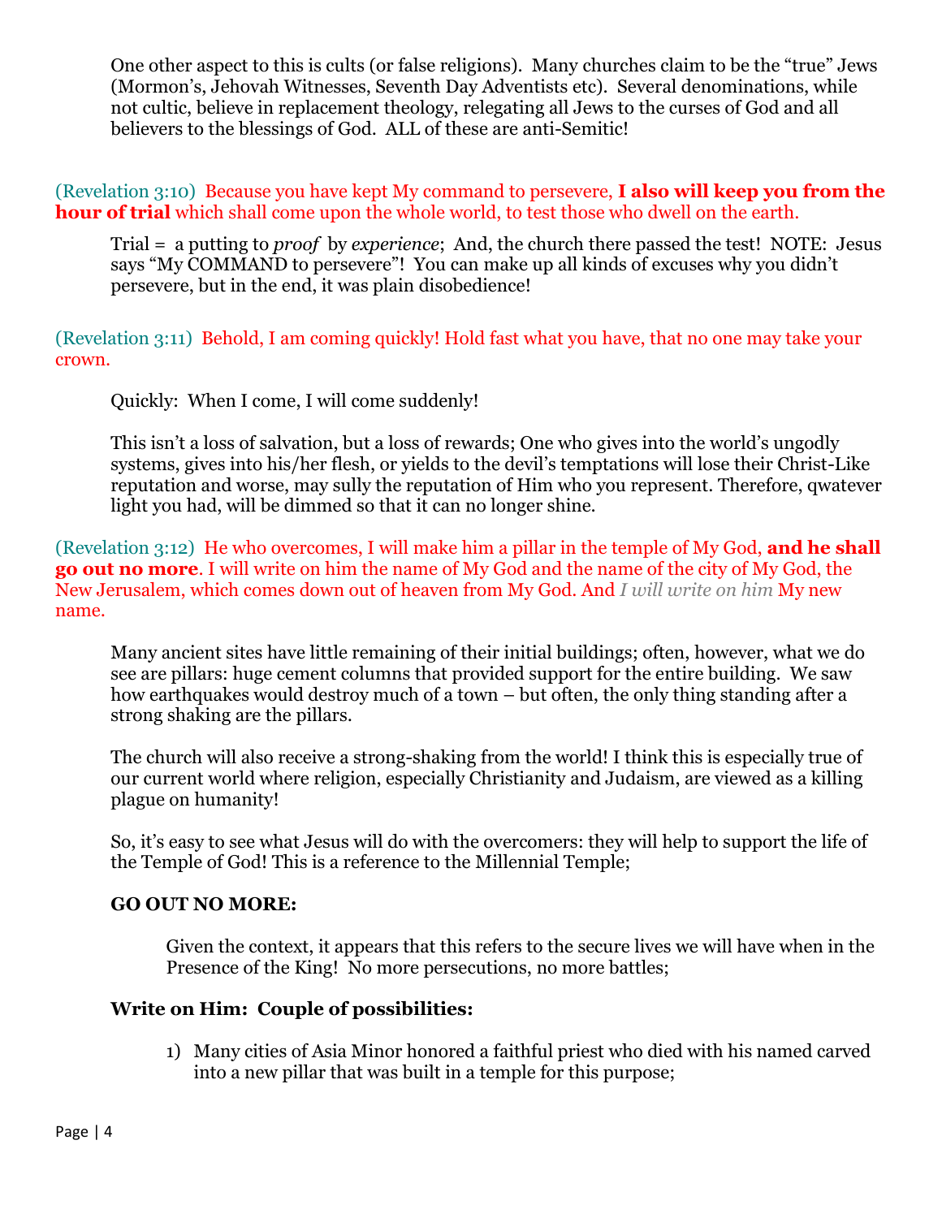One other aspect to this is cults (or false religions). Many churches claim to be the "true" Jews (Mormon's, Jehovah Witnesses, Seventh Day Adventists etc). Several denominations, while not cultic, believe in replacement theology, relegating all Jews to the curses of God and all believers to the blessings of God. ALL of these are anti-Semitic!

(Revelation 3:10) Because you have kept My command to persevere, **I also will keep you from the hour of trial** which shall come upon the whole world, to test those who dwell on the earth.

Trial = a putting to *proof* by *experience*; And, the church there passed the test! NOTE: Jesus says "My COMMAND to persevere"! You can make up all kinds of excuses why you didn't persevere, but in the end, it was plain disobedience!

(Revelation 3:11) Behold, I am coming quickly! Hold fast what you have, that no one may take your crown.

Quickly: When I come, I will come suddenly!

This isn't a loss of salvation, but a loss of rewards; One who gives into the world's ungodly systems, gives into his/her flesh, or yields to the devil's temptations will lose their Christ-Like reputation and worse, may sully the reputation of Him who you represent. Therefore, qwatever light you had, will be dimmed so that it can no longer shine.

(Revelation 3:12) He who overcomes, I will make him a pillar in the temple of My God, **and he shall go out no more**. I will write on him the name of My God and the name of the city of My God, the New Jerusalem, which comes down out of heaven from My God. And *I will write on him* My new name.

Many ancient sites have little remaining of their initial buildings; often, however, what we do see are pillars: huge cement columns that provided support for the entire building. We saw how earthquakes would destroy much of a town – but often, the only thing standing after a strong shaking are the pillars.

The church will also receive a strong-shaking from the world! I think this is especially true of our current world where religion, especially Christianity and Judaism, are viewed as a killing plague on humanity!

So, it's easy to see what Jesus will do with the overcomers: they will help to support the life of the Temple of God! This is a reference to the Millennial Temple;

**GO OUT NO MORE:**

Given the context, it appears that this refers to the secure lives we will have when in the Presence of the King! No more persecutions, no more battles;

**Write on Him: Couple of possibilities:**

1) Many cities of Asia Minor honored a faithful priest who died with his named carved into a new pillar that was built in a temple for this purpose;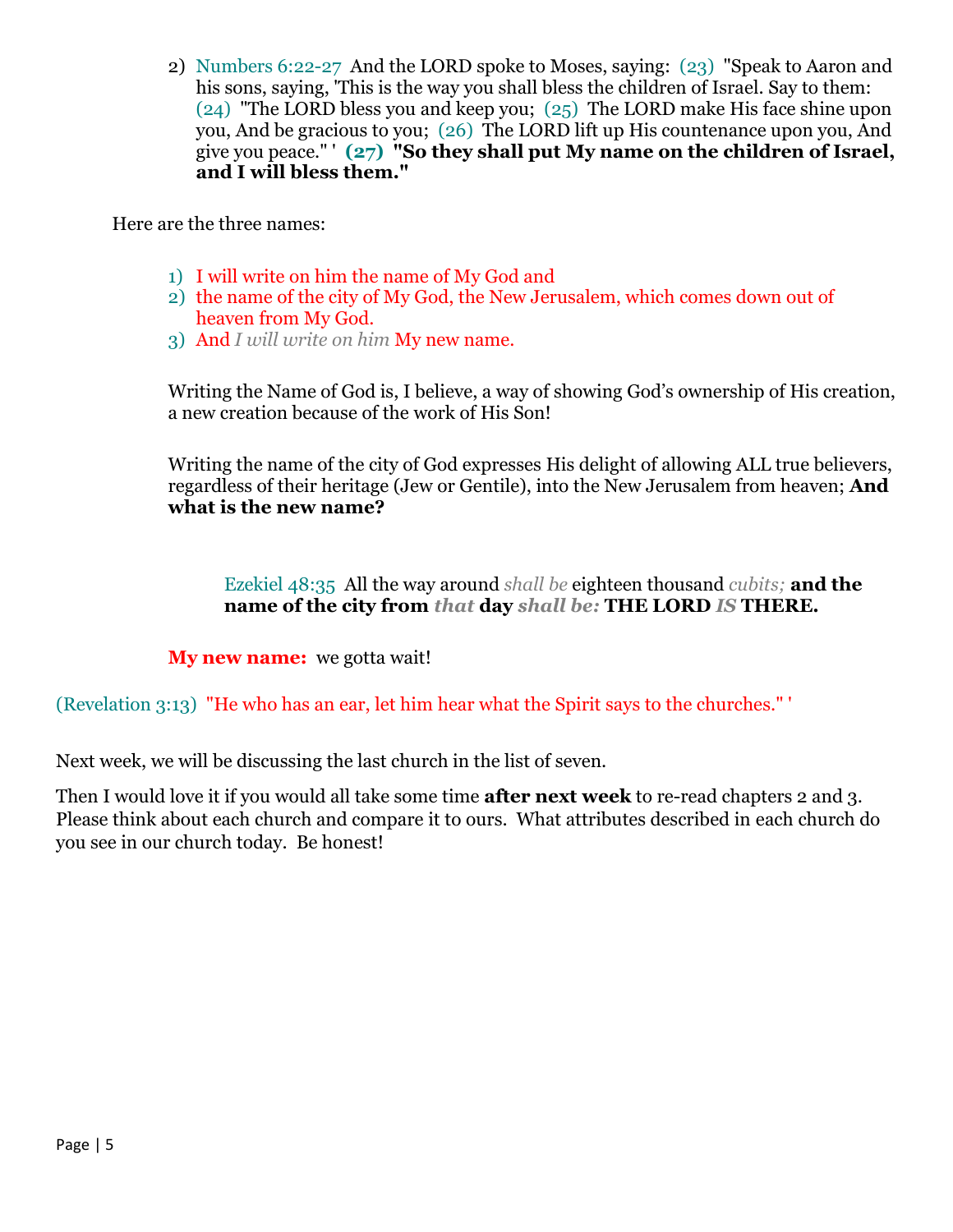2) Numbers 6:22-27 And the LORD spoke to Moses, saying: (23) "Speak to Aaron and his sons, saying, 'This is the way you shall bless the children of Israel. Say to them: (24) "The LORD bless you and keep you; (25) The LORD make His face shine upon you, And be gracious to you; (26) The LORD lift up His countenance upon you, And give you peace." ' **(27) "So they shall put My name on the children of Israel, and I will bless them."**

Here are the three names:

1) I will write on him the name of My God and
2) the name of the city of My God, the New Jerusalem, which comes down out of heaven from My God.
3) And *I will write on him* My new name.

Writing the Name of God is, I believe, a way of showing God's ownership of His creation, a new creation because of the work of His Son!

Writing the name of the city of God expresses His delight of allowing ALL true believers, regardless of their heritage (Jew or Gentile), into the New Jerusalem from heaven; **And what is the new name?**

> Ezekiel 48:35 All the way around *shall be* eighteen thousand *cubits;* **and the name of the city from *that* day *shall be:* THE LORD *IS* THERE.**

**My new name:** we gotta wait!

(Revelation 3:13) "He who has an ear, let him hear what the Spirit says to the churches." '

Next week, we will be discussing the last church in the list of seven.

Then I would love it if you would all take some time **after next week** to re-read chapters 2 and 3. Please think about each church and compare it to ours. What attributes described in each church do you see in our church today. Be honest!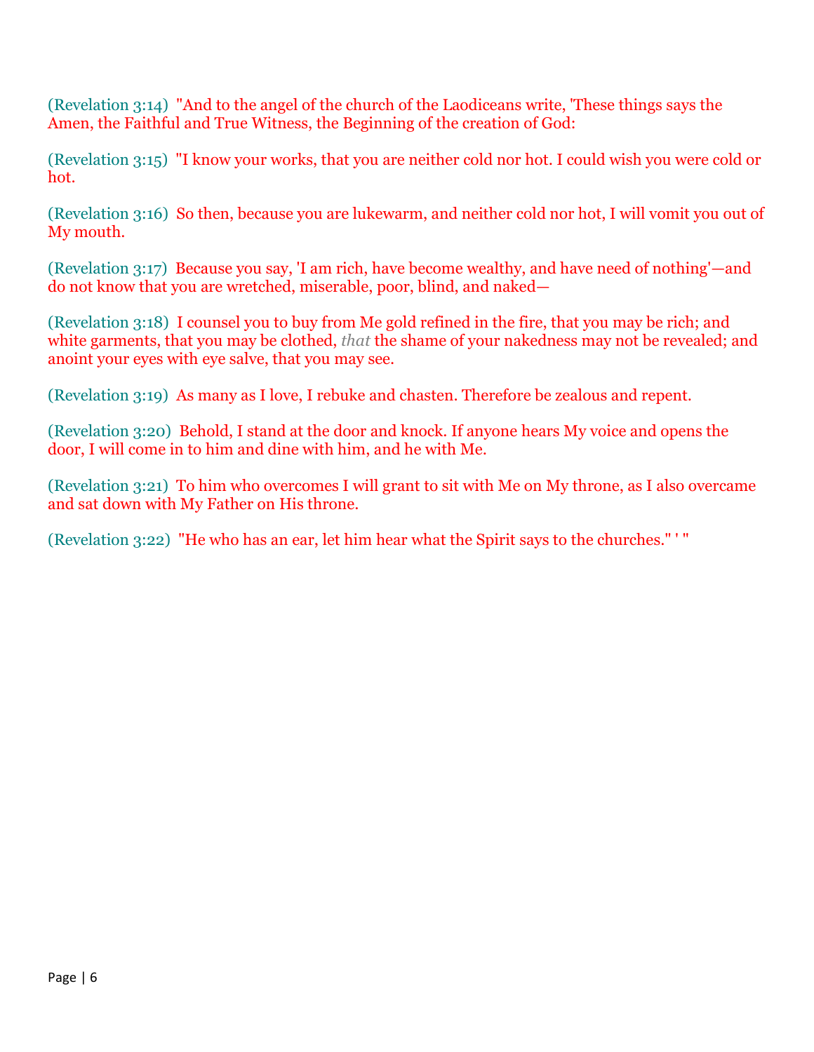(Revelation 3:14) "And to the angel of the church of the Laodiceans write, 'These things says the Amen, the Faithful and True Witness, the Beginning of the creation of God:

(Revelation 3:15) "I know your works, that you are neither cold nor hot. I could wish you were cold or hot.

(Revelation 3:16) So then, because you are lukewarm, and neither cold nor hot, I will vomit you out of My mouth.

(Revelation 3:17) Because you say, 'I am rich, have become wealthy, and have need of nothing'—and do not know that you are wretched, miserable, poor, blind, and naked—

(Revelation 3:18) I counsel you to buy from Me gold refined in the fire, that you may be rich; and white garments, that you may be clothed, *that* the shame of your nakedness may not be revealed; and anoint your eyes with eye salve, that you may see.

(Revelation 3:19) As many as I love, I rebuke and chasten. Therefore be zealous and repent.

(Revelation 3:20) Behold, I stand at the door and knock. If anyone hears My voice and opens the door, I will come in to him and dine with him, and he with Me.

(Revelation 3:21) To him who overcomes I will grant to sit with Me on My throne, as I also overcame and sat down with My Father on His throne.

(Revelation 3:22) "He who has an ear, let him hear what the Spirit says to the churches." ' "